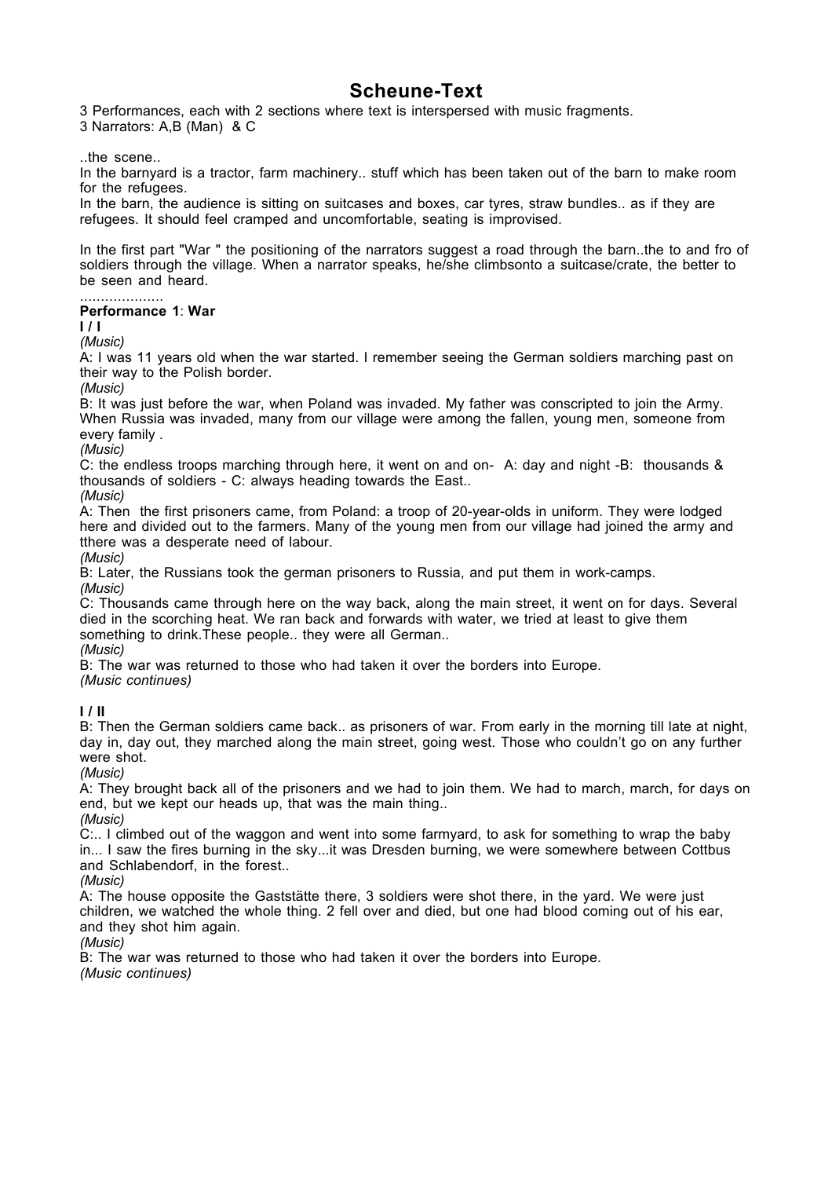# Scheune-Text

3 Performances, each with 2 sections where text is interspersed with music fragments.
3 Narrators: A,B (Man) & C

..the scene..
In the barnyard is a tractor, farm machinery.. stuff which has been taken out of the barn to make room for the refugees.
In the barn, the audience is sitting on suitcases and boxes, car tyres, straw bundles.. as if they are refugees. It should feel cramped and uncomfortable, seating is improvised.

In the first part "War " the positioning of the narrators suggest a road through the barn..the to and fro of soldiers through the village. When a narrator speaks, he/she climbsonto a suitcase/crate, the better to be seen and heard.

...................

**Performance 1**: **War**

**I / I**

*(Music)*

A: I was 11 years old when the war started. I remember seeing the German soldiers marching past on their way to the Polish border.

*(Music)*

B: It was just before the war, when Poland was invaded. My father was conscripted to join the Army. When Russia was invaded, many from our village were among the fallen, young men, someone from every family .

*(Music)*

C: the endless troops marching through here, it went on and on- A: day and night -B: thousands & thousands of soldiers - C: always heading towards the East..

*(Music)*

A: Then the first prisoners came, from Poland: a troop of 20-year-olds in uniform. They were lodged here and divided out to the farmers. Many of the young men from our village had joined the army and tthere was a desperate need of labour.

*(Music)*

B: Later, the Russians took the german prisoners to Russia, and put them in work-camps.

*(Music)*

C: Thousands came through here on the way back, along the main street, it went on for days. Several died in the scorching heat. We ran back and forwards with water, we tried at least to give them something to drink.These people.. they were all German..

*(Music)*

B: The war was returned to those who had taken it over the borders into Europe.

*(Music continues)*

**I / II**

B: Then the German soldiers came back.. as prisoners of war. From early in the morning till late at night, day in, day out, they marched along the main street, going west. Those who couldn't go on any further were shot.

*(Music)*

A: They brought back all of the prisoners and we had to join them. We had to march, march, for days on end, but we kept our heads up, that was the main thing..

*(Music)*

C:.. I climbed out of the waggon and went into some farmyard, to ask for something to wrap the baby in... I saw the fires burning in the sky...it was Dresden burning, we were somewhere between Cottbus and Schlabendorf, in the forest..

*(Music)*

A: The house opposite the Gaststätte there, 3 soldiers were shot there, in the yard. We were just children, we watched the whole thing. 2 fell over and died, but one had blood coming out of his ear, and they shot him again.

*(Music)*

B: The war was returned to those who had taken it over the borders into Europe.

*(Music continues)*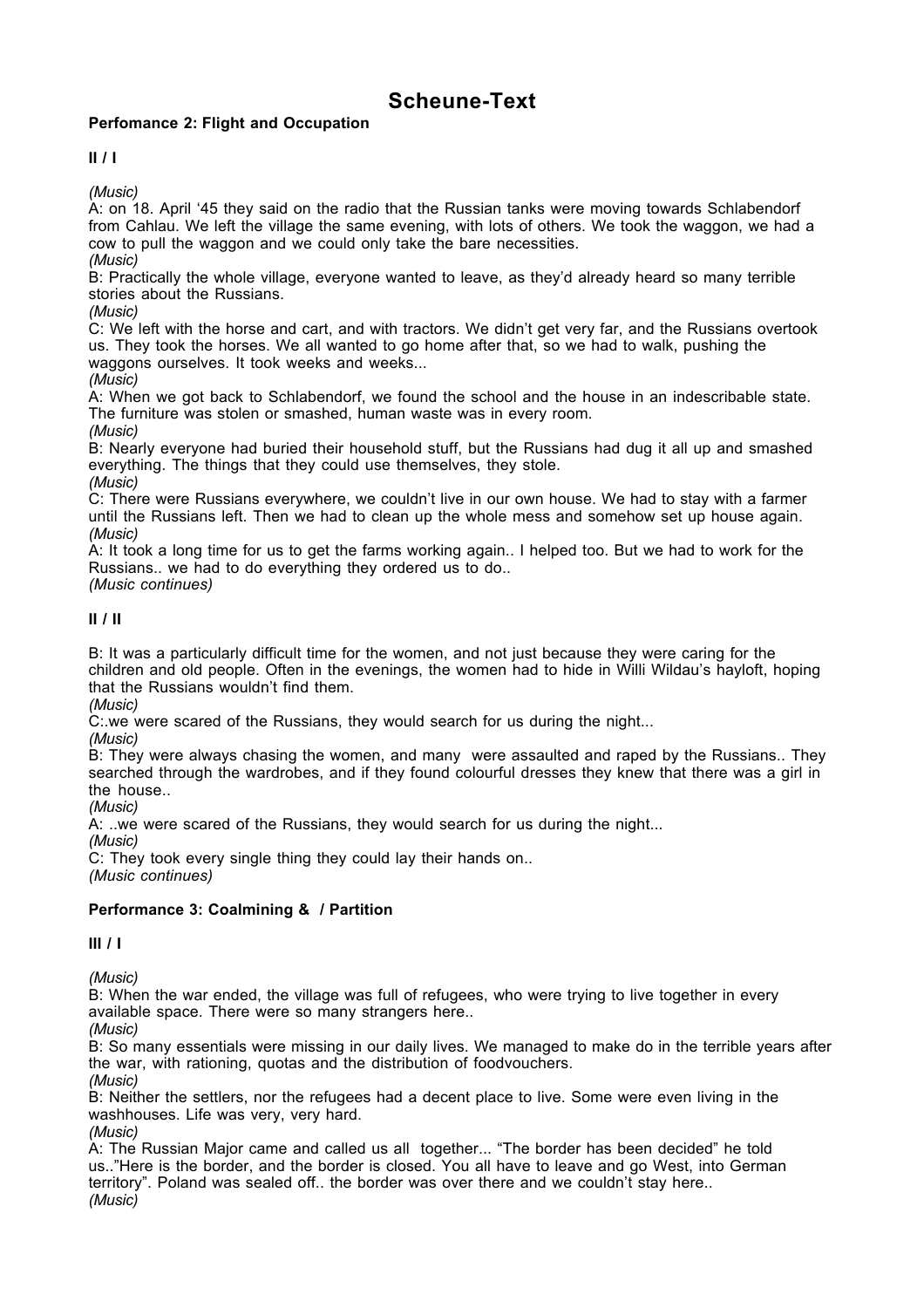# Scheune-Text

**Perfomance 2: Flight and Occupation**

**II / I**

*(Music)*
A: on 18. April '45 they said on the radio that the Russian tanks were moving towards Schlabendorf from Cahlau. We left the village the same evening, with lots of others. We took the waggon, we had a cow to pull the waggon and we could only take the bare necessities.
*(Music)*
B: Practically the whole village, everyone wanted to leave, as they'd already heard so many terrible stories about the Russians.
*(Music)*
C: We left with the horse and cart, and with tractors. We didn't get very far, and the Russians overtook us. They took the horses. We all wanted to go home after that, so we had to walk, pushing the waggons ourselves. It took weeks and weeks...
*(Music)*
A: When we got back to Schlabendorf, we found the school and the house in an indescribable state. The furniture was stolen or smashed, human waste was in every room.
*(Music)*
B: Nearly everyone had buried their household stuff, but the Russians had dug it all up and smashed everything. The things that they could use themselves, they stole.
*(Music)*
C: There were Russians everywhere, we couldn't live in our own house. We had to stay with a farmer until the Russians left. Then we had to clean up the whole mess and somehow set up house again.
*(Music)*
A: It took a long time for us to get the farms working again.. I helped too. But we had to work for the Russians.. we had to do everything they ordered us to do..
*(Music continues)*

**II / II**

B: It was a particularly difficult time for the women, and not just because they were caring for the children and old people. Often in the evenings, the women had to hide in Willi Wildau's hayloft, hoping that the Russians wouldn't find them.
*(Music)*
C:.we were scared of the Russians, they would search for us during the night...
*(Music)*
B: They were always chasing the women, and many were assaulted and raped by the Russians.. They searched through the wardrobes, and if they found colourful dresses they knew that there was a girl in the house..
*(Music)*
A: ..we were scared of the Russians, they would search for us during the night...
*(Music)*
C: They took every single thing they could lay their hands on..
*(Music continues)*

**Performance 3: Coalmining & / Partition**

**III / I**

*(Music)*
B: When the war ended, the village was full of refugees, who were trying to live together in every available space. There were so many strangers here..
*(Music)*
B: So many essentials were missing in our daily lives. We managed to make do in the terrible years after the war, with rationing, quotas and the distribution of foodvouchers.
*(Music)*
B: Neither the settlers, nor the refugees had a decent place to live. Some were even living in the washhouses. Life was very, very hard.
*(Music)*
A: The Russian Major came and called us all together... "The border has been decided" he told us.."Here is the border, and the border is closed. You all have to leave and go West, into German territory". Poland was sealed off.. the border was over there and we couldn't stay here..
*(Music)*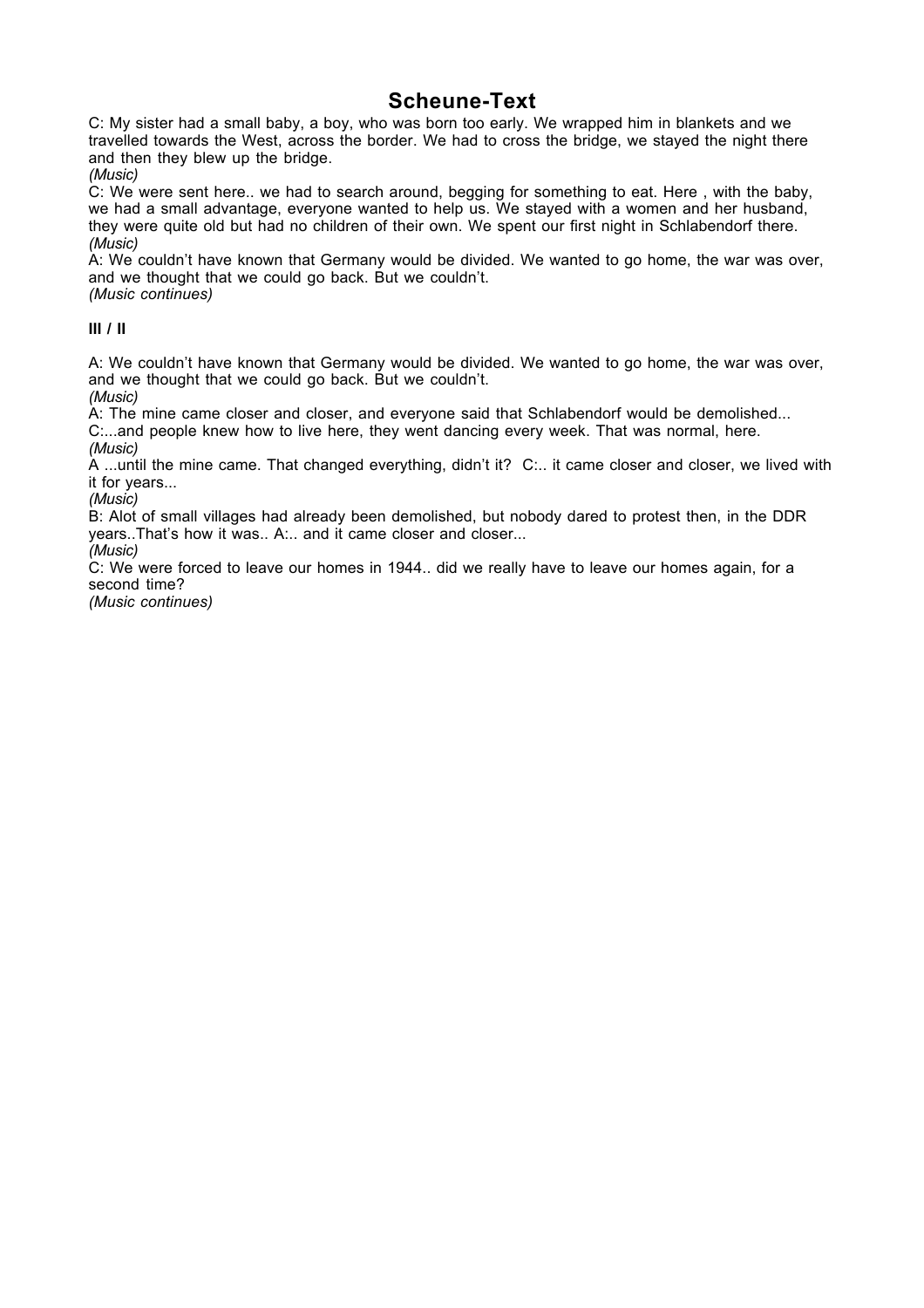# Scheune-Text

C: My sister had a small baby, a boy, who was born too early. We wrapped him in blankets and we travelled towards the West, across the border. We had to cross the bridge, we stayed the night there and then they blew up the bridge.

*(Music)*

C: We were sent here.. we had to search around, begging for something to eat. Here , with the baby, we had a small advantage, everyone wanted to help us. We stayed with a women and her husband, they were quite old but had no children of their own. We spent our first night in Schlabendorf there.

*(Music)*

A: We couldn't have known that Germany would be divided. We wanted to go home, the war was over, and we thought that we could go back. But we couldn't.

*(Music continues)*

**III / II**

A: We couldn't have known that Germany would be divided. We wanted to go home, the war was over, and we thought that we could go back. But we couldn't.

*(Music)*

A: The mine came closer and closer, and everyone said that Schlabendorf would be demolished...

C:...and people knew how to live here, they went dancing every week. That was normal, here.

*(Music)*

A ...until the mine came. That changed everything, didn't it? C:.. it came closer and closer, we lived with it for years...

*(Music)*

B: Alot of small villages had already been demolished, but nobody dared to protest then, in the DDR years..That's how it was.. A:.. and it came closer and closer...

*(Music)*

C: We were forced to leave our homes in 1944.. did we really have to leave our homes again, for a second time?

*(Music continues)*